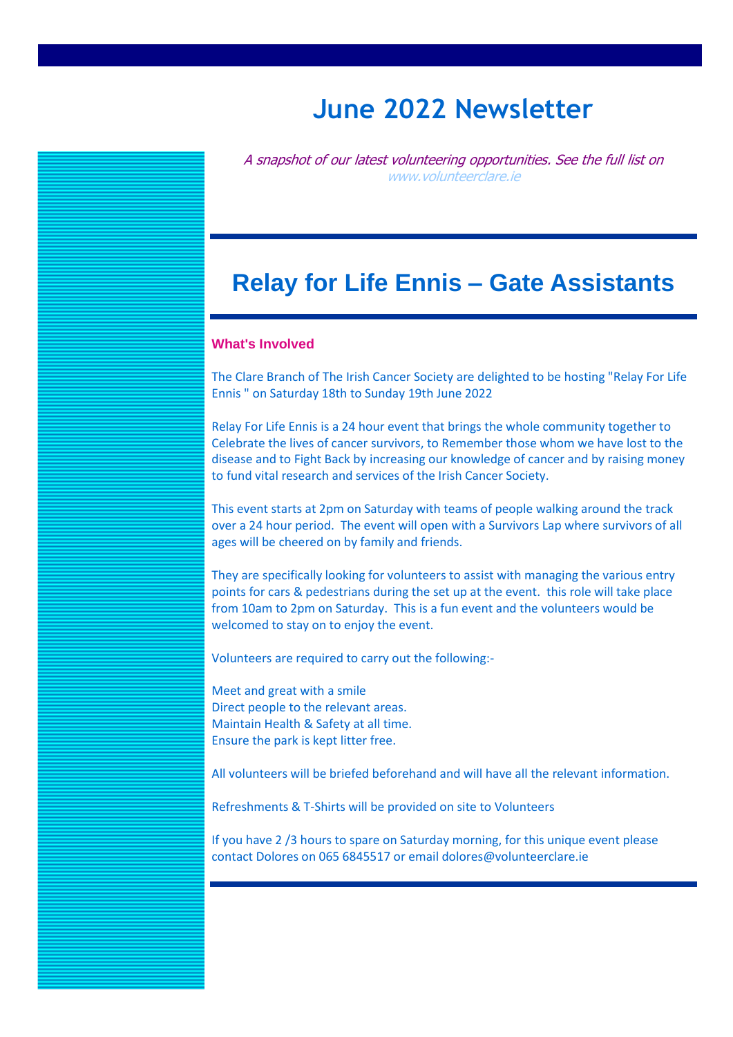# June 2022 Newsletter

*A snapshot of our latest volunteering opportunities. See the full list on www.volunteerclare.ie*

## Relay for Life Ennis – Gate Assistants

### What's Involved

The Clare Branch of The Irish Cancer Society are delighted to be hosting "Relay For Life Ennis " on Saturday 18th to Sunday 19th June 2022

Relay For Life Ennis is a 24 hour event that brings the whole community together to Celebrate the lives of cancer survivors, to Remember those whom we have lost to the disease and to Fight Back by increasing our knowledge of cancer and by raising money to fund vital research and services of the Irish Cancer Society.

This event starts at 2pm on Saturday with teams of people walking around the track over a 24 hour period. The event will open with a Survivors Lap where survivors of all ages will be cheered on by family and friends.

They are specifically looking for volunteers to assist with managing the various entry points for cars & pedestrians during the set up at the event. this role will take place from 10am to 2pm on Saturday. This is a fun event and the volunteers would be welcomed to stay on to enjoy the event.

Volunteers are required to carry out the following:-

Meet and great with a smile
Direct people to the relevant areas.
Maintain Health & Safety at all time.
Ensure the park is kept litter free.

All volunteers will be briefed beforehand and will have all the relevant information.

Refreshments & T-Shirts will be provided on site to Volunteers

If you have 2 /3 hours to spare on Saturday morning, for this unique event please contact Dolores on 065 6845517 or email dolores@volunteerclare.ie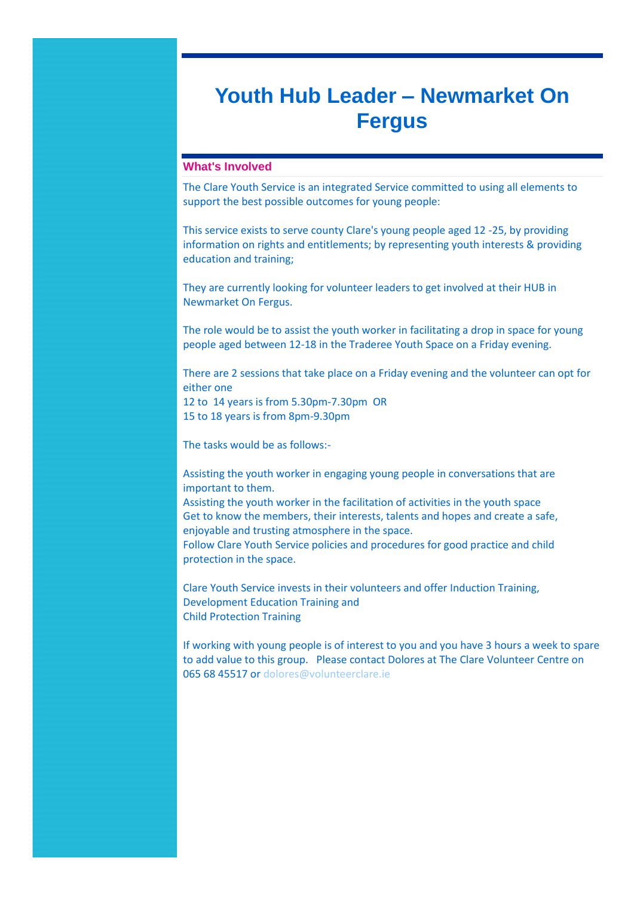# Youth Hub Leader – Newmarket On Fergus

## What's Involved

The Clare Youth Service is an integrated Service committed to using all elements to support the best possible outcomes for young people:

This service exists to serve county Clare's young people aged 12 -25, by providing information on rights and entitlements; by representing youth interests & providing education and training;

They are currently looking for volunteer leaders to get involved at their HUB in Newmarket On Fergus.

The role would be to assist the youth worker in facilitating a drop in space for young people aged between 12-18 in the Traderee Youth Space on a Friday evening.

There are 2 sessions that take place on a Friday evening and the volunteer can opt for either one
12 to 14 years is from 5.30pm-7.30pm OR
15 to 18 years is from 8pm-9.30pm

The tasks would be as follows:-

Assisting the youth worker in engaging young people in conversations that are important to them.
Assisting the youth worker in the facilitation of activities in the youth space
Get to know the members, their interests, talents and hopes and create a safe, enjoyable and trusting atmosphere in the space.
Follow Clare Youth Service policies and procedures for good practice and child protection in the space.

Clare Youth Service invests in their volunteers and offer Induction Training,
Development Education Training and
Child Protection Training

If working with young people is of interest to you and you have 3 hours a week to spare to add value to this group. Please contact Dolores at The Clare Volunteer Centre on 065 68 45517 or dolores@volunteerclare.ie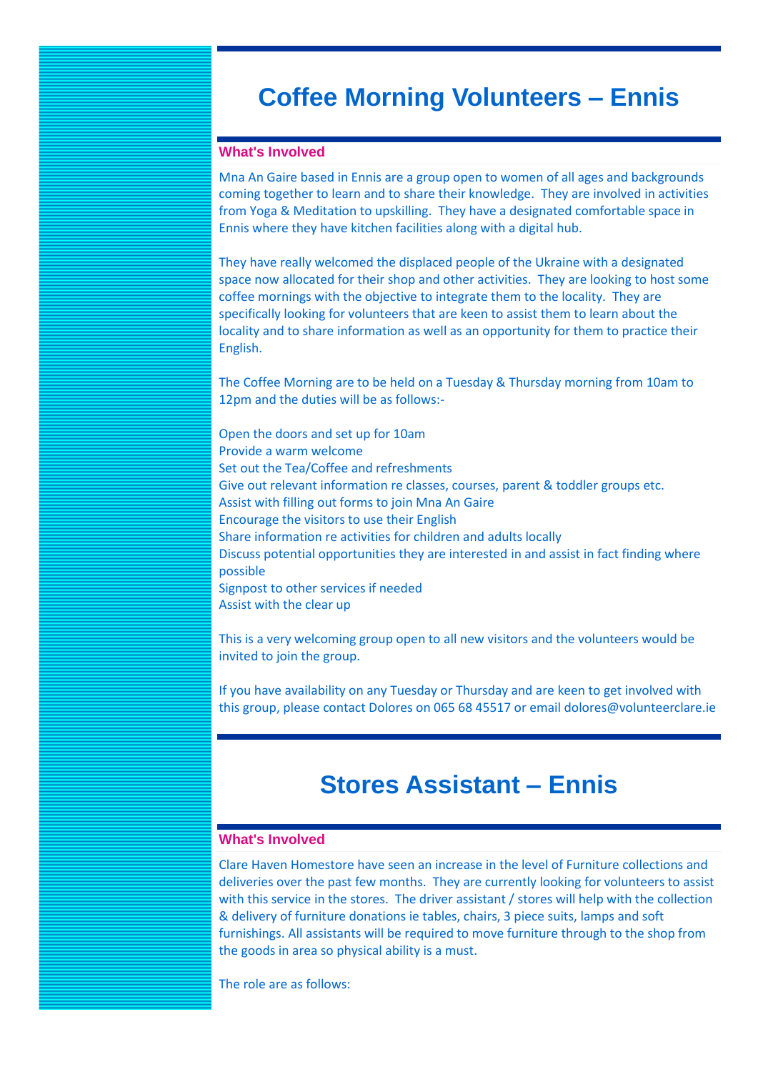# Coffee Morning Volunteers – Ennis

### What's Involved

Mna An Gaire based in Ennis are a group open to women of all ages and backgrounds coming together to learn and to share their knowledge. They are involved in activities from Yoga & Meditation to upskilling. They have a designated comfortable space in Ennis where they have kitchen facilities along with a digital hub.

They have really welcomed the displaced people of the Ukraine with a designated space now allocated for their shop and other activities. They are looking to host some coffee mornings with the objective to integrate them to the locality. They are specifically looking for volunteers that are keen to assist them to learn about the locality and to share information as well as an opportunity for them to practice their English.

The Coffee Morning are to be held on a Tuesday & Thursday morning from 10am to 12pm and the duties will be as follows:-

Open the doors and set up for 10am
Provide a warm welcome
Set out the Tea/Coffee and refreshments
Give out relevant information re classes, courses, parent & toddler groups etc.
Assist with filling out forms to join Mna An Gaire
Encourage the visitors to use their English
Share information re activities for children and adults locally
Discuss potential opportunities they are interested in and assist in fact finding where possible
Signpost to other services if needed
Assist with the clear up

This is a very welcoming group open to all new visitors and the volunteers would be invited to join the group.

If you have availability on any Tuesday or Thursday and are keen to get involved with this group, please contact Dolores on 065 68 45517 or email dolores@volunteerclare.ie

# Stores Assistant – Ennis

### What's Involved

Clare Haven Homestore have seen an increase in the level of Furniture collections and deliveries over the past few months. They are currently looking for volunteers to assist with this service in the stores. The driver assistant / stores will help with the collection & delivery of furniture donations ie tables, chairs, 3 piece suits, lamps and soft furnishings. All assistants will be required to move furniture through to the shop from the goods in area so physical ability is a must.

The role are as follows: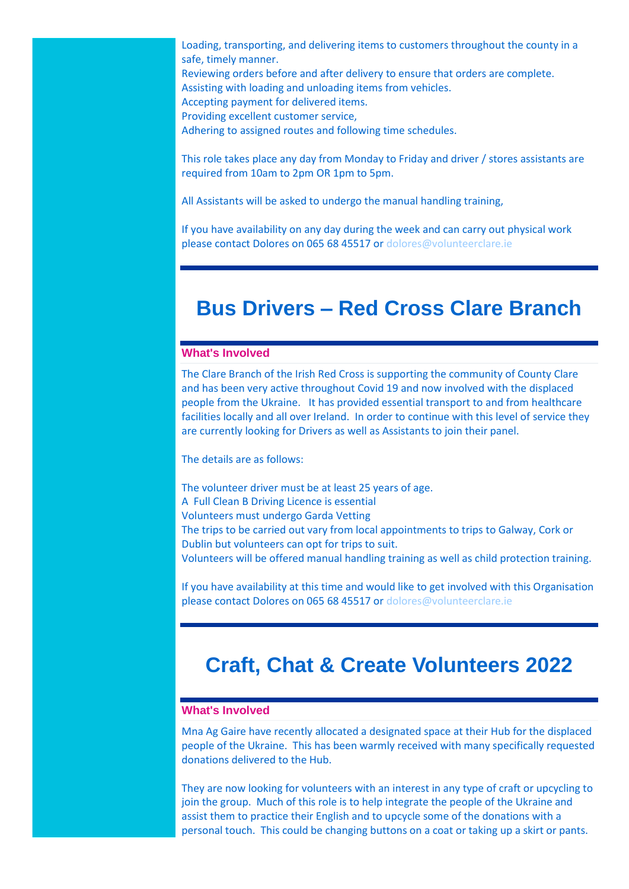Loading, transporting, and delivering items to customers throughout the county in a safe, timely manner.
Reviewing orders before and after delivery to ensure that orders are complete.
Assisting with loading and unloading items from vehicles.
Accepting payment for delivered items.
Providing excellent customer service,
Adhering to assigned routes and following time schedules.

This role takes place any day from Monday to Friday and driver / stores assistants are required from 10am to 2pm OR 1pm to 5pm.

All Assistants will be asked to undergo the manual handling training,

If you have availability on any day during the week and can carry out physical work please contact Dolores on 065 68 45517 or dolores@volunteerclare.ie

---

# Bus Drivers – Red Cross Clare Branch

**What's Involved**

The Clare Branch of the Irish Red Cross is supporting the community of County Clare and has been very active throughout Covid 19 and now involved with the displaced people from the Ukraine. It has provided essential transport to and from healthcare facilities locally and all over Ireland. In order to continue with this level of service they are currently looking for Drivers as well as Assistants to join their panel.

The details are as follows:

The volunteer driver must be at least 25 years of age.
A Full Clean B Driving Licence is essential
Volunteers must undergo Garda Vetting
The trips to be carried out vary from local appointments to trips to Galway, Cork or Dublin but volunteers can opt for trips to suit.
Volunteers will be offered manual handling training as well as child protection training.

If you have availability at this time and would like to get involved with this Organisation please contact Dolores on 065 68 45517 or dolores@volunteerclare.ie

---

# Craft, Chat & Create Volunteers 2022

**What's Involved**

Mna Ag Gaire have recently allocated a designated space at their Hub for the displaced people of the Ukraine. This has been warmly received with many specifically requested donations delivered to the Hub.

They are now looking for volunteers with an interest in any type of craft or upcycling to join the group. Much of this role is to help integrate the people of the Ukraine and assist them to practice their English and to upcycle some of the donations with a personal touch. This could be changing buttons on a coat or taking up a skirt or pants.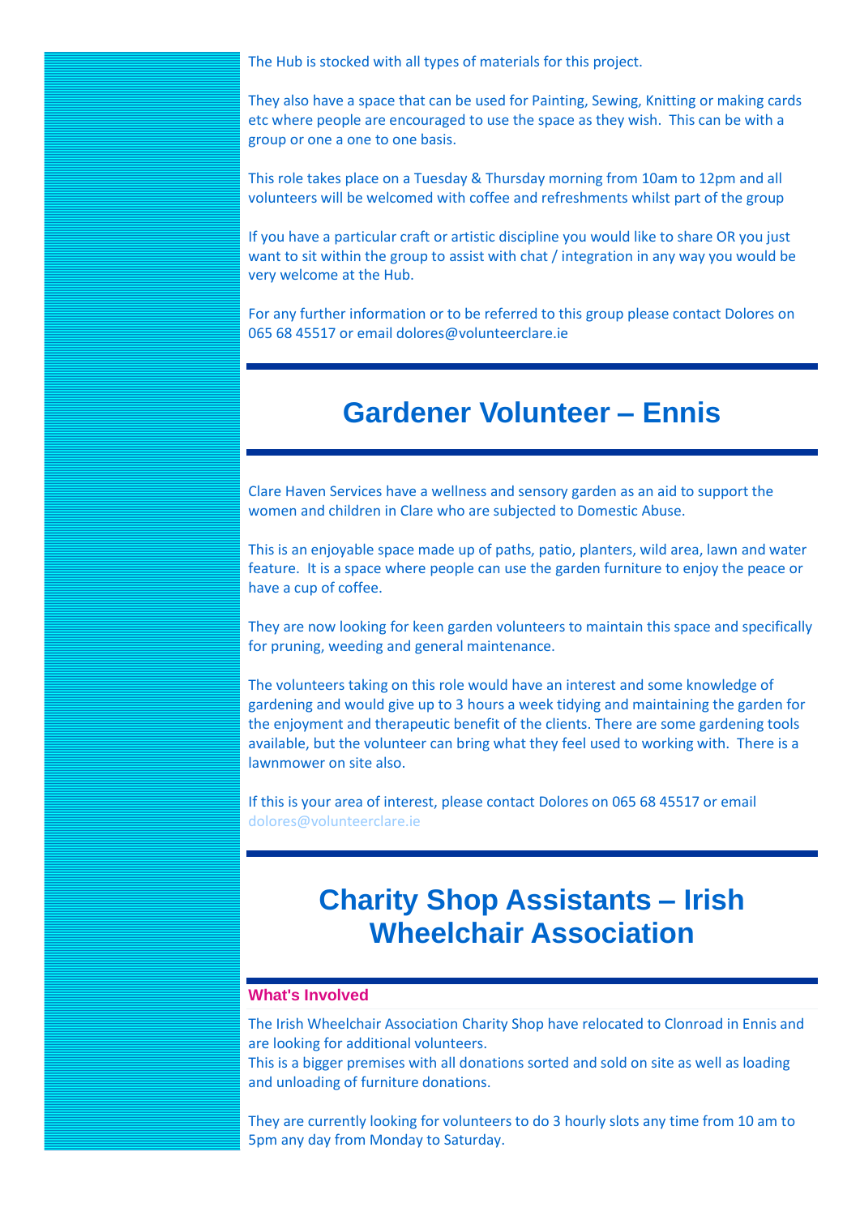The Hub is stocked with all types of materials for this project.

They also have a space that can be used for Painting, Sewing, Knitting or making cards etc where people are encouraged to use the space as they wish. This can be with a group or one a one to one basis.

This role takes place on a Tuesday & Thursday morning from 10am to 12pm and all volunteers will be welcomed with coffee and refreshments whilst part of the group

If you have a particular craft or artistic discipline you would like to share OR you just want to sit within the group to assist with chat / integration in any way you would be very welcome at the Hub.

For any further information or to be referred to this group please contact Dolores on 065 68 45517 or email dolores@volunteerclare.ie

# Gardener Volunteer – Ennis

Clare Haven Services have a wellness and sensory garden as an aid to support the women and children in Clare who are subjected to Domestic Abuse.

This is an enjoyable space made up of paths, patio, planters, wild area, lawn and water feature. It is a space where people can use the garden furniture to enjoy the peace or have a cup of coffee.

They are now looking for keen garden volunteers to maintain this space and specifically for pruning, weeding and general maintenance.

The volunteers taking on this role would have an interest and some knowledge of gardening and would give up to 3 hours a week tidying and maintaining the garden for the enjoyment and therapeutic benefit of the clients. There are some gardening tools available, but the volunteer can bring what they feel used to working with. There is a lawnmower on site also.

If this is your area of interest, please contact Dolores on 065 68 45517 or email dolores@volunteerclare.ie

# Charity Shop Assistants – Irish Wheelchair Association

**What's Involved**

The Irish Wheelchair Association Charity Shop have relocated to Clonroad in Ennis and are looking for additional volunteers.
This is a bigger premises with all donations sorted and sold on site as well as loading and unloading of furniture donations.

They are currently looking for volunteers to do 3 hourly slots any time from 10 am to 5pm any day from Monday to Saturday.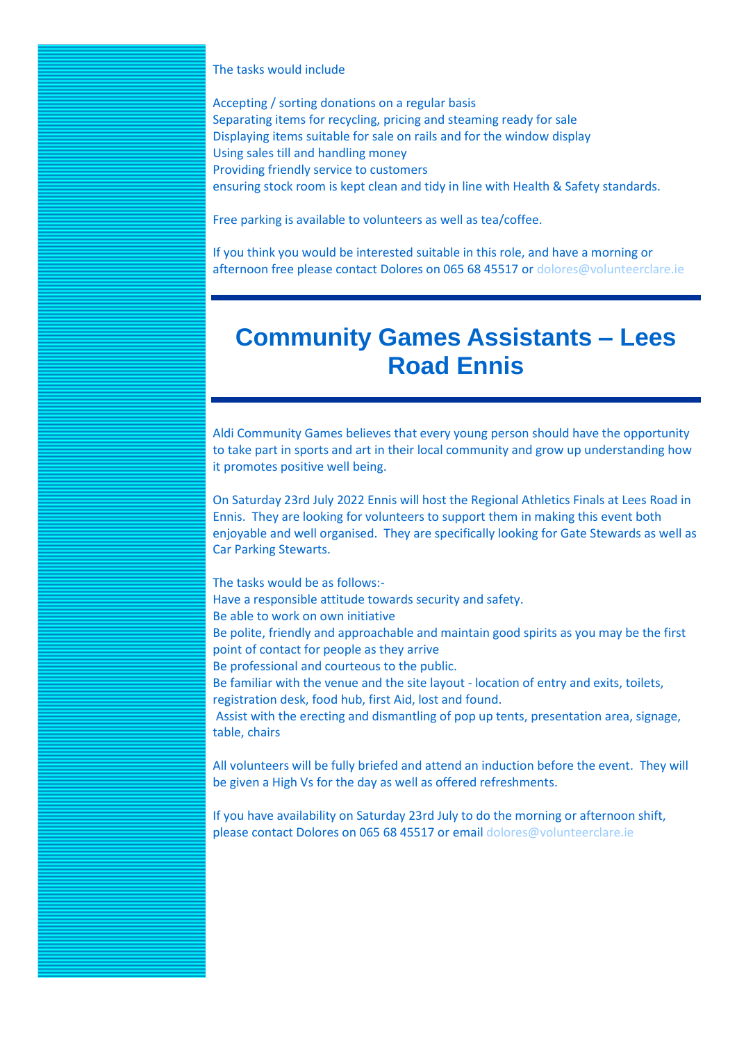The tasks would include

Accepting / sorting donations on a regular basis
Separating items for recycling, pricing and steaming ready for sale
Displaying items suitable for sale on rails and for the window display
Using sales till and handling money
Providing friendly service to customers
ensuring stock room is kept clean and tidy in line with Health & Safety standards.

Free parking is available to volunteers as well as tea/coffee.

If you think you would be interested suitable in this role, and have a morning or afternoon free please contact Dolores on 065 68 45517 or dolores@volunteerclare.ie

---

# Community Games Assistants – Lees Road Ennis

---

Aldi Community Games believes that every young person should have the opportunity to take part in sports and art in their local community and grow up understanding how it promotes positive well being.

On Saturday 23rd July 2022 Ennis will host the Regional Athletics Finals at Lees Road in Ennis. They are looking for volunteers to support them in making this event both enjoyable and well organised. They are specifically looking for Gate Stewards as well as Car Parking Stewarts.

The tasks would be as follows:-
Have a responsible attitude towards security and safety.
Be able to work on own initiative
Be polite, friendly and approachable and maintain good spirits as you may be the first point of contact for people as they arrive
Be professional and courteous to the public.
Be familiar with the venue and the site layout - location of entry and exits, toilets, registration desk, food hub, first Aid, lost and found.
Assist with the erecting and dismantling of pop up tents, presentation area, signage, table, chairs

All volunteers will be fully briefed and attend an induction before the event. They will be given a High Vs for the day as well as offered refreshments.

If you have availability on Saturday 23rd July to do the morning or afternoon shift, please contact Dolores on 065 68 45517 or email dolores@volunteerclare.ie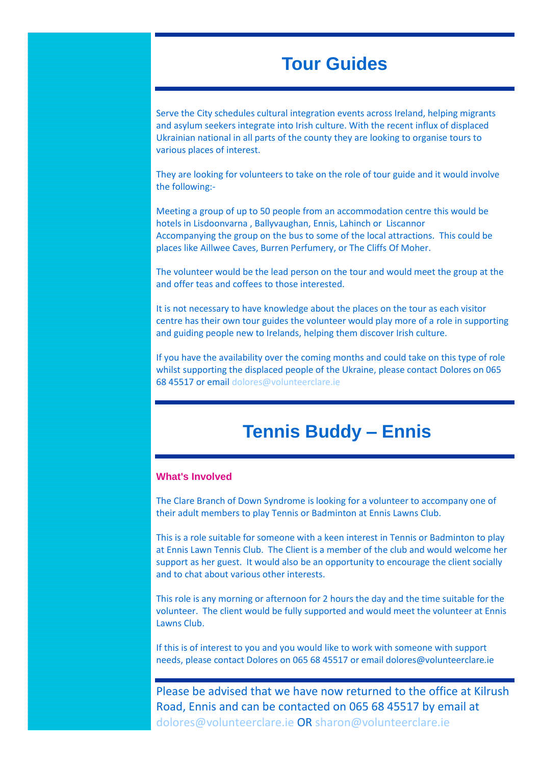# Tour Guides

Serve the City schedules cultural integration events across Ireland, helping migrants and asylum seekers integrate into Irish culture. With the recent influx of displaced Ukrainian national in all parts of the county they are looking to organise tours to various places of interest.

They are looking for volunteers to take on the role of tour guide and it would involve the following:-

Meeting a group of up to 50 people from an accommodation centre this would be hotels in Lisdoonvarna , Ballyvaughan, Ennis, Lahinch or Liscannor
Accompanying the group on the bus to some of the local attractions. This could be places like Aillwee Caves, Burren Perfumery, or The Cliffs Of Moher.

The volunteer would be the lead person on the tour and would meet the group at the and offer teas and coffees to those interested.

It is not necessary to have knowledge about the places on the tour as each visitor centre has their own tour guides the volunteer would play more of a role in supporting and guiding people new to Irelands, helping them discover Irish culture.

If you have the availability over the coming months and could take on this type of role whilst supporting the displaced people of the Ukraine, please contact Dolores on 065 68 45517 or email dolores@volunteerclare.ie

# Tennis Buddy – Ennis

### What's Involved

The Clare Branch of Down Syndrome is looking for a volunteer to accompany one of their adult members to play Tennis or Badminton at Ennis Lawns Club.

This is a role suitable for someone with a keen interest in Tennis or Badminton to play at Ennis Lawn Tennis Club. The Client is a member of the club and would welcome her support as her guest. It would also be an opportunity to encourage the client socially and to chat about various other interests.

This role is any morning or afternoon for 2 hours the day and the time suitable for the volunteer. The client would be fully supported and would meet the volunteer at Ennis Lawns Club.

If this is of interest to you and you would like to work with someone with support needs, please contact Dolores on 065 68 45517 or email dolores@volunteerclare.ie

---

Please be advised that we have now returned to the office at Kilrush Road, Ennis and can be contacted on 065 68 45517 by email at dolores@volunteerclare.ie OR sharon@volunteerclare.ie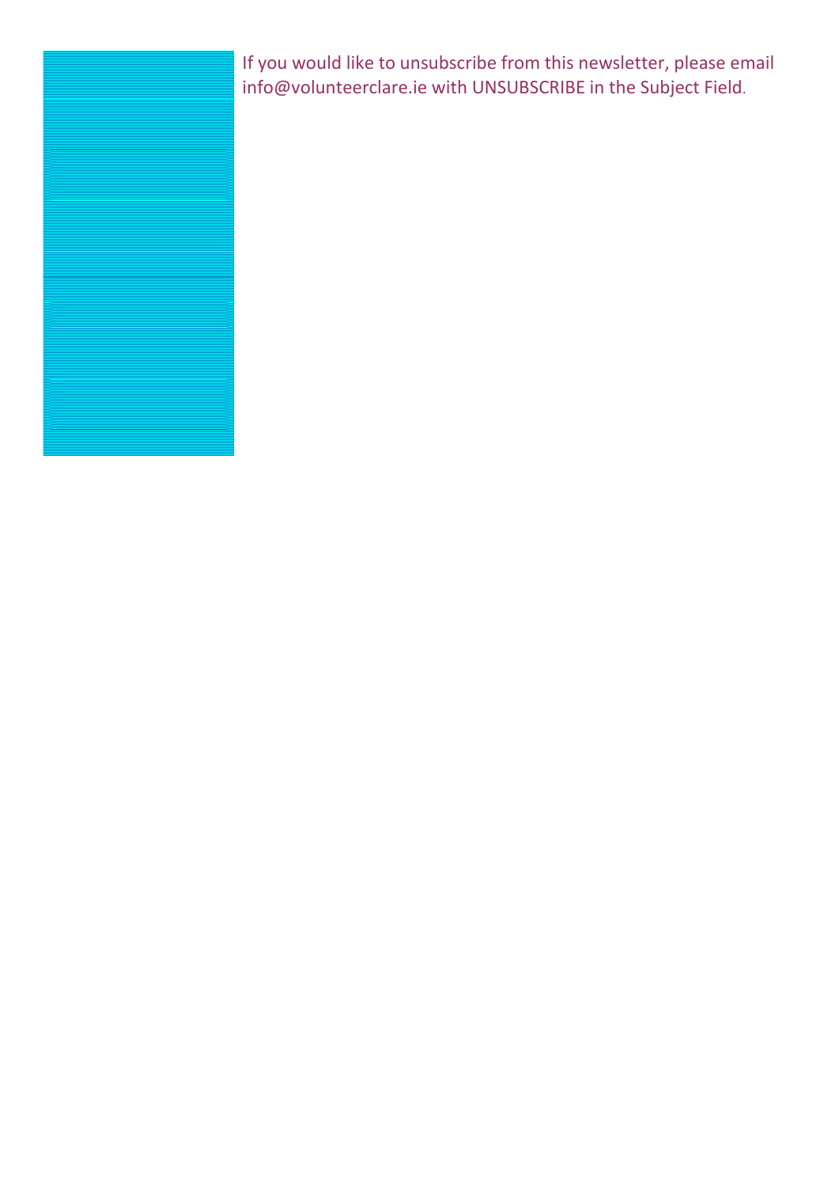If you would like to unsubscribe from this newsletter, please email info@volunteerclare.ie with UNSUBSCRIBE in the Subject Field.